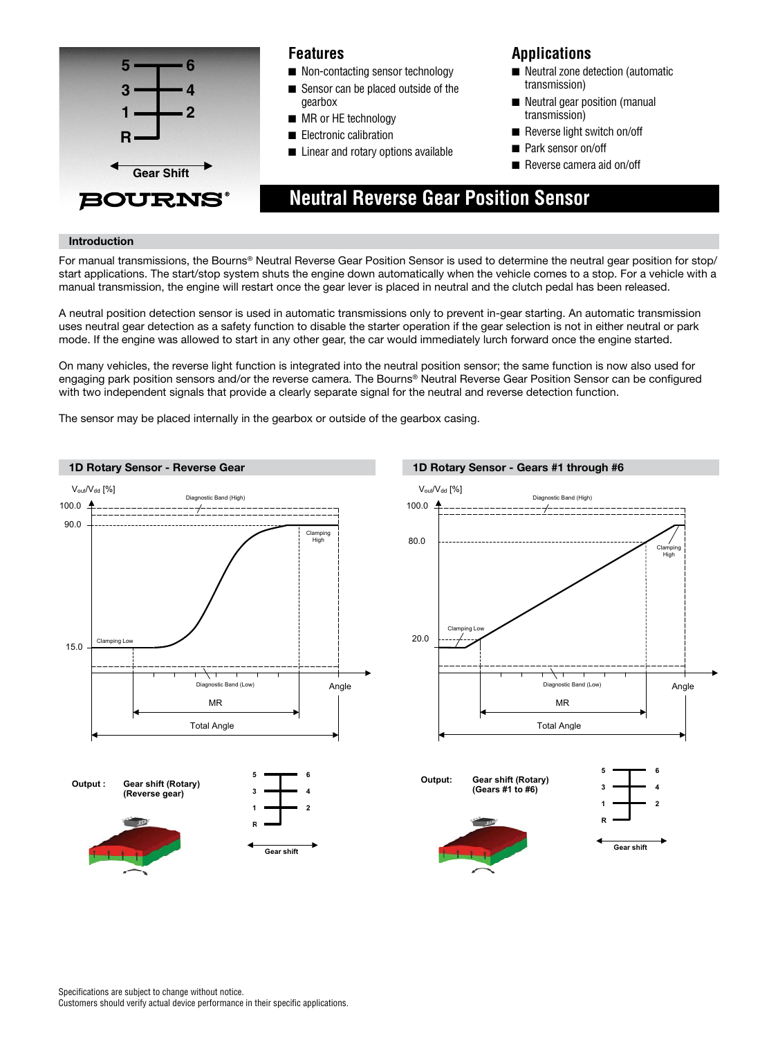5 6
3 4
1 2
R

Gear Shift

BOURNS®

## Features

- Non-contacting sensor technology
- Sensor can be placed outside of the gearbox
- MR or HE technology
- Electronic calibration
- Linear and rotary options available

## Applications

- Neutral zone detection (automatic transmission)
- Neutral gear position (manual transmission)
- Reverse light switch on/off
- Park sensor on/off
- Reverse camera aid on/off

# Neutral Reverse Gear Position Sensor

### Introduction

For manual transmissions, the Bourns® Neutral Reverse Gear Position Sensor is used to determine the neutral gear position for stop/start applications. The start/stop system shuts the engine down automatically when the vehicle comes to a stop. For a vehicle with a manual transmission, the engine will restart once the gear lever is placed in neutral and the clutch pedal has been released.

A neutral position detection sensor is used in automatic transmissions only to prevent in-gear starting. An automatic transmission uses neutral gear detection as a safety function to disable the starter operation if the gear selection is not in either neutral or park mode. If the engine was allowed to start in any other gear, the car would immediately lurch forward once the engine started.

On many vehicles, the reverse light function is integrated into the neutral position sensor; the same function is now also used for engaging park position sensors and/or the reverse camera. The Bourns® Neutral Reverse Gear Position Sensor can be configured with two independent signals that provide a clearly separate signal for the neutral and reverse detection function.

The sensor may be placed internally in the gearbox or outside of the gearbox casing.

### 1D Rotary Sensor - Reverse Gear

$V_{out}/V_{dd}$ [%]
100.0
90.0
15.0
Diagnostic Band (High)
Clamping High
Clamping Low
Diagnostic Band (Low)
Angle
MR
Total Angle

**Output :** **Gear shift (Rotary) (Reverse gear)**

5 6
3 4
1 2
R
Gear shift

### 1D Rotary Sensor - Gears #1 through #6

$V_{out}/V_{dd}$ [%]
100.0
80.0
20.0
Diagnostic Band (High)
Clamping High
Clamping Low
Diagnostic Band (Low)
Angle
MR
Total Angle

**Output:** **Gear shift (Rotary) (Gears #1 to #6)**

5 6
3 4
1 2
R
Gear shift

Specifications are subject to change without notice.
Customers should verify actual device performance in their specific applications.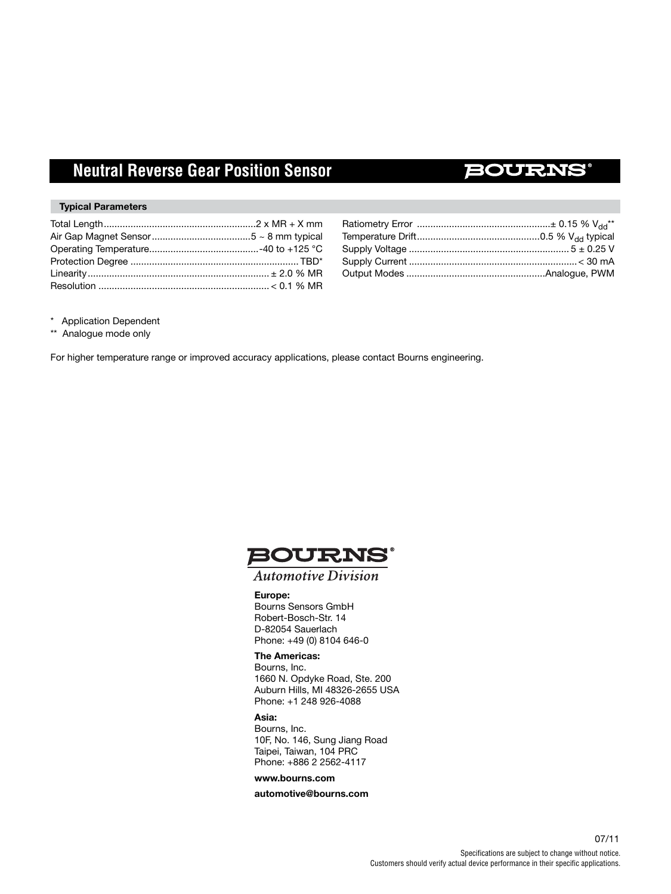# Neutral Reverse Gear Position Sensor

BOURNS®

## Typical Parameters

Total Length........................................................2 x MR + X mm
Air Gap Magnet Sensor.....................................5 ~ 8 mm typical
Operating Temperature.........................................-40 to +125 °C
Protection Degree ..............................................................TBD*
Linearity................................................................... ± 2.0 % MR
Resolution ............................................................... < 0.1 % MR

Ratiometry Error .................................................± 0.15 % $V_{dd}$**
Temperature Drift.............................................0.5 % $V_{dd}$ typical
Supply Voltage ........................................................... 5 ± 0.25 V
Supply Current .............................................................. < 30 mA
Output Modes ...................................................Analogue, PWM

\* Application Dependent

\** Analogue mode only

For higher temperature range or improved accuracy applications, please contact Bourns engineering.

BOURNS®
*Automotive Division*

**Europe:**
Bourns Sensors GmbH
Robert-Bosch-Str. 14
D-82054 Sauerlach
Phone: +49 (0) 8104 646-0

**The Americas:**
Bourns, Inc.
1660 N. Opdyke Road, Ste. 200
Auburn Hills, MI 48326-2655 USA
Phone: +1 248 926-4088

**Asia:**
Bourns, Inc.
10F, No. 146, Sung Jiang Road
Taipei, Taiwan, 104 PRC
Phone: +886 2 2562-4117

**www.bourns.com**

**automotive@bourns.com**

07/11

Specifications are subject to change without notice.
Customers should verify actual device performance in their specific applications.